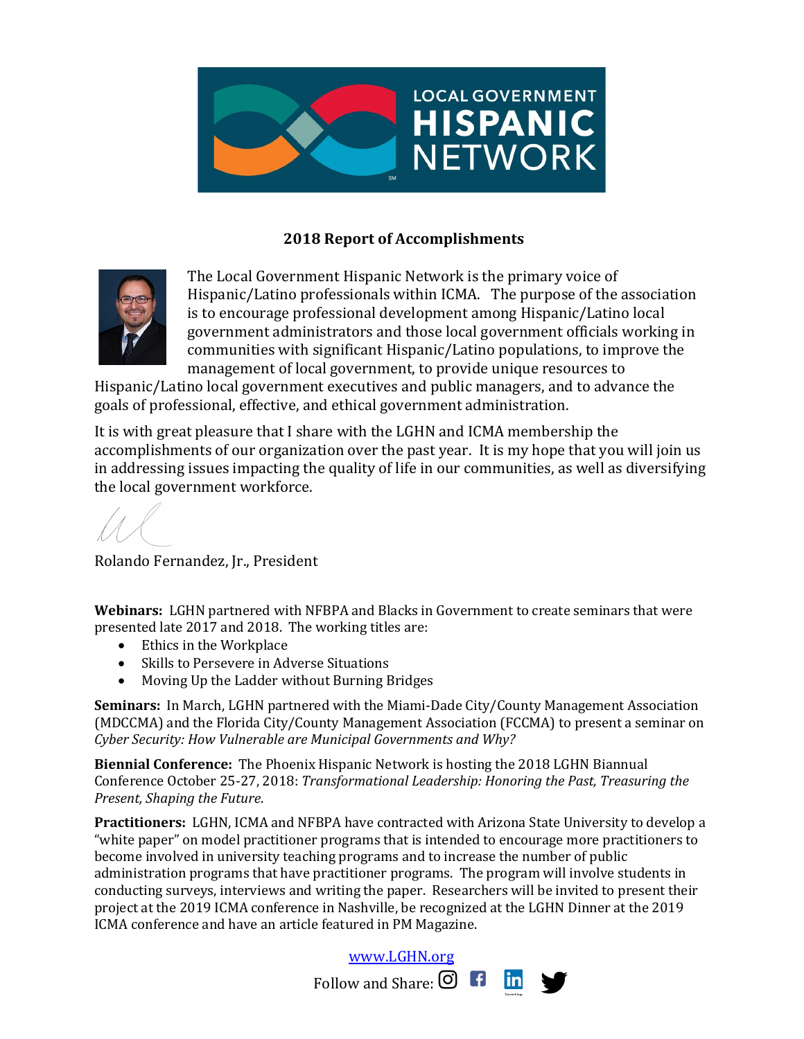# 2018 Report of Accomplishments

The Local Government Hispanic Network is the primary voice of Hispanic/Latino professionals within ICMA. The purpose of the association is to encourage professional development among Hispanic/Latino local government administrators and those local government officials working in communities with significant Hispanic/Latino populations, to improve the management of local government, to provide unique resources to Hispanic/Latino local government executives and public managers, and to advance the goals of professional, effective, and ethical government administration.

It is with great pleasure that I share with the LGHN and ICMA membership the accomplishments of our organization over the past year. It is my hope that you will join us in addressing issues impacting the quality of life in our communities, as well as diversifying the local government workforce.

Rolando Fernandez, Jr., President

**Webinars:** LGHN partnered with NFBPA and Blacks in Government to create seminars that were presented late 2017 and 2018. The working titles are:

- Ethics in the Workplace
- Skills to Persevere in Adverse Situations
- Moving Up the Ladder without Burning Bridges

**Seminars:** In March, LGHN partnered with the Miami-Dade City/County Management Association (MDCCMA) and the Florida City/County Management Association (FCCMA) to present a seminar on *Cyber Security: How Vulnerable are Municipal Governments and Why?*

**Biennial Conference:** The Phoenix Hispanic Network is hosting the 2018 LGHN Biannual Conference October 25-27, 2018: *Transformational Leadership: Honoring the Past, Treasuring the Present, Shaping the Future.*

**Practitioners:** LGHN, ICMA and NFBPA have contracted with Arizona State University to develop a "white paper" on model practitioner programs that is intended to encourage more practitioners to become involved in university teaching programs and to increase the number of public administration programs that have practitioner programs. The program will involve students in conducting surveys, interviews and writing the paper. Researchers will be invited to present their project at the 2019 ICMA conference in Nashville, be recognized at the LGHN Dinner at the 2019 ICMA conference and have an article featured in PM Magazine.

www.LGHN.org

Follow and Share: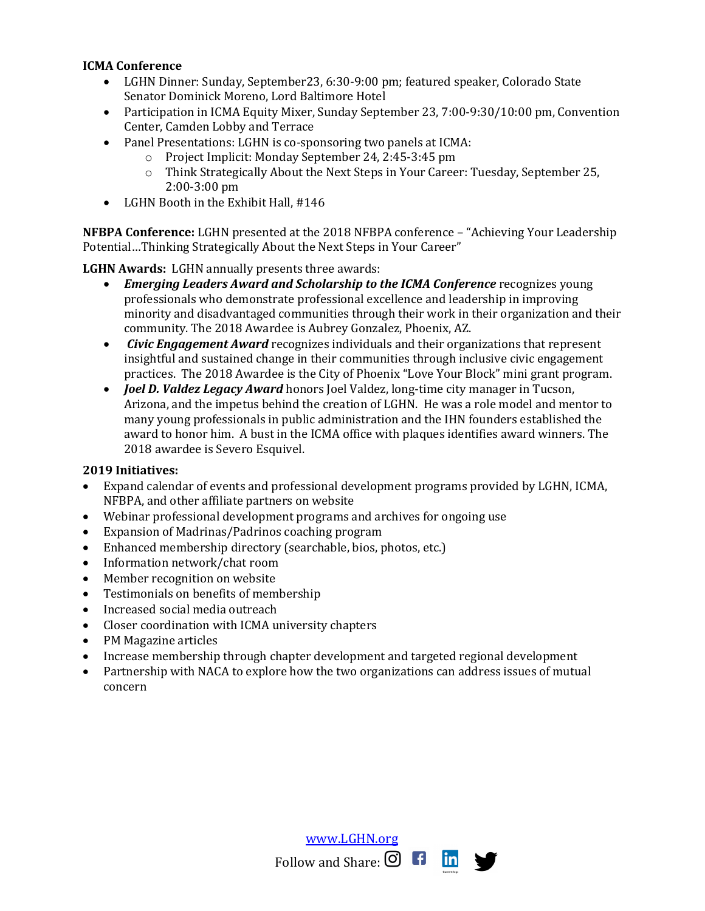**ICMA Conference**

- LGHN Dinner: Sunday, September23, 6:30-9:00 pm; featured speaker, Colorado State Senator Dominick Moreno, Lord Baltimore Hotel
- Participation in ICMA Equity Mixer, Sunday September 23, 7:00-9:30/10:00 pm, Convention Center, Camden Lobby and Terrace
- Panel Presentations: LGHN is co-sponsoring two panels at ICMA:
  - Project Implicit: Monday September 24, 2:45-3:45 pm
  - Think Strategically About the Next Steps in Your Career: Tuesday, September 25, 2:00-3:00 pm
- LGHN Booth in the Exhibit Hall, #146

**NFBPA Conference:** LGHN presented at the 2018 NFBPA conference – "Achieving Your Leadership Potential…Thinking Strategically About the Next Steps in Your Career"

**LGHN Awards:** LGHN annually presents three awards:

- ***Emerging Leaders Award and Scholarship to the ICMA Conference*** recognizes young professionals who demonstrate professional excellence and leadership in improving minority and disadvantaged communities through their work in their organization and their community. The 2018 Awardee is Aubrey Gonzalez, Phoenix, AZ.
- ***Civic Engagement Award*** recognizes individuals and their organizations that represent insightful and sustained change in their communities through inclusive civic engagement practices. The 2018 Awardee is the City of Phoenix "Love Your Block" mini grant program.
- ***Joel D. Valdez Legacy Award*** honors Joel Valdez, long-time city manager in Tucson, Arizona, and the impetus behind the creation of LGHN. He was a role model and mentor to many young professionals in public administration and the IHN founders established the award to honor him. A bust in the ICMA office with plaques identifies award winners. The 2018 awardee is Severo Esquivel.

**2019 Initiatives:**

- Expand calendar of events and professional development programs provided by LGHN, ICMA, NFBPA, and other affiliate partners on website
- Webinar professional development programs and archives for ongoing use
- Expansion of Madrinas/Padrinos coaching program
- Enhanced membership directory (searchable, bios, photos, etc.)
- Information network/chat room
- Member recognition on website
- Testimonials on benefits of membership
- Increased social media outreach
- Closer coordination with ICMA university chapters
- PM Magazine articles
- Increase membership through chapter development and targeted regional development
- Partnership with NACA to explore how the two organizations can address issues of mutual concern

www.LGHN.org

Follow and Share: